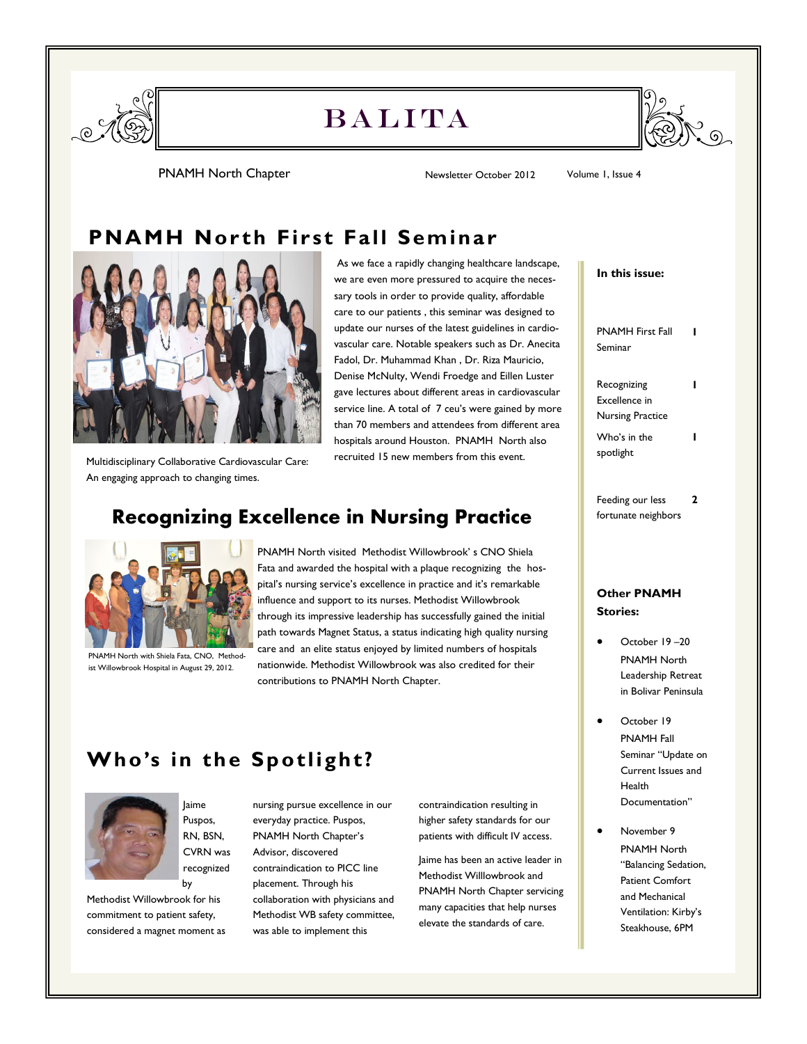# BALITA

PNAMH North Chapter

Newsletter October 2012

Volume 1, Issue 4

## PNAMH North First Fall Seminar

Multidisciplinary Collaborative Cardiovascular Care: An engaging approach to changing times.

As we face a rapidly changing healthcare landscape, we are even more pressured to acquire the necessary tools in order to provide quality, affordable care to our patients , this seminar was designed to update our nurses of the latest guidelines in cardiovascular care. Notable speakers such as Dr. Anecita Fadol, Dr. Muhammad Khan , Dr. Riza Mauricio, Denise McNulty, Wendi Froedge and Eillen Luster gave lectures about different areas in cardiovascular service line. A total of 7 ceu's were gained by more than 70 members and attendees from different area hospitals around Houston. PNAMH North also recruited 15 new members from this event.

## Recognizing Excellence in Nursing Practice

PNAMH North with Shiela Fata, CNO, Methodist Willowbrook Hospital in August 29, 2012.

PNAMH North visited Methodist Willowbrook' s CNO Shiela Fata and awarded the hospital with a plaque recognizing the hospital's nursing service's excellence in practice and it's remarkable influence and support to its nurses. Methodist Willowbrook through its impressive leadership has successfully gained the initial path towards Magnet Status, a status indicating high quality nursing care and an elite status enjoyed by limited numbers of hospitals nationwide. Methodist Willowbrook was also credited for their contributions to PNAMH North Chapter.

## Who's in the Spotlight?

Jaime Puspos, RN, BSN, CVRN was recognized by Methodist Willowbrook for his commitment to patient safety, considered a magnet moment as nursing pursue excellence in our everyday practice. Puspos, PNAMH North Chapter's Advisor, discovered contraindication to PICC line placement. Through his collaboration with physicians and Methodist WB safety committee, was able to implement this contraindication resulting in higher safety standards for our patients with difficult IV access.

Jaime has been an active leader in Methodist Willlowbrook and PNAMH North Chapter servicing many capacities that help nurses elevate the standards of care.

**In this issue:**

| | |
|---|---|
| PNAMH First Fall Seminar | 1 |
| Recognizing Excellence in Nursing Practice | 1 |
| Who's in the spotlight | 1 |
| Feeding our less fortunate neighbors | 2 |

**Other PNAMH Stories:**

- October 19 –20 PNAMH North Leadership Retreat in Bolivar Peninsula
- October 19 PNAMH Fall Seminar "Update on Current Issues and Health Documentation"
- November 9 PNAMH North "Balancing Sedation, Patient Comfort and Mechanical Ventilation: Kirby's Steakhouse, 6PM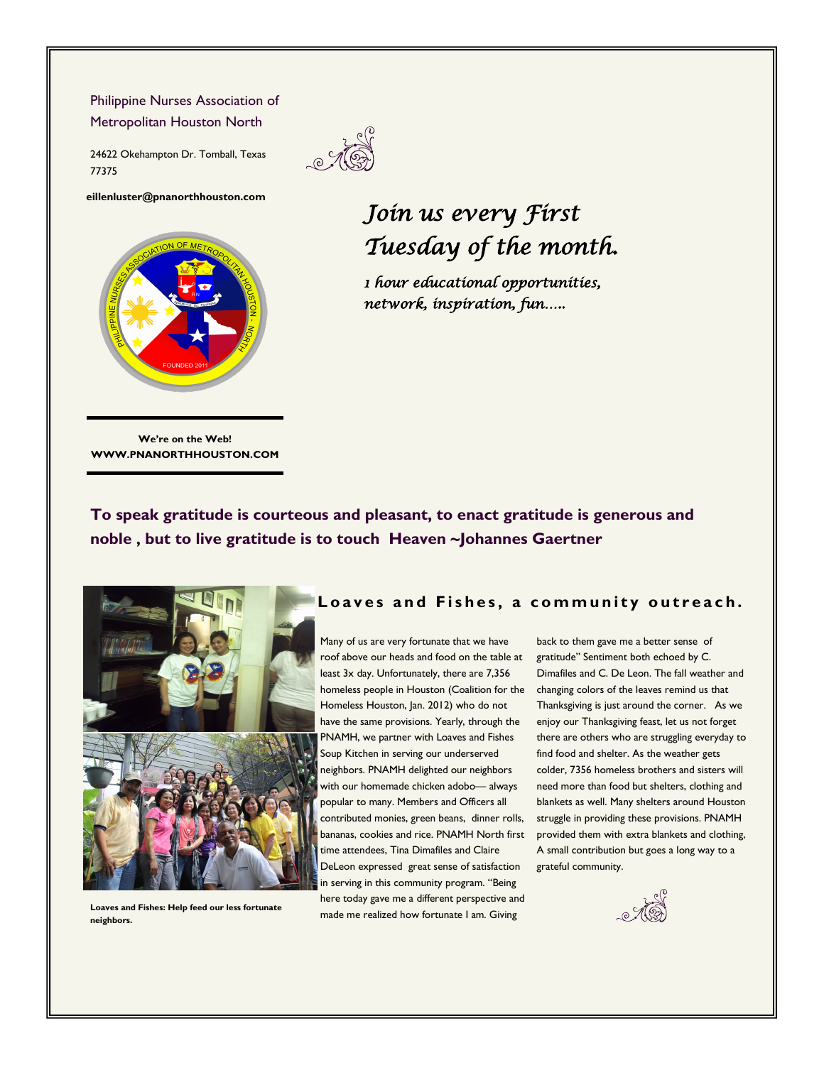Philippine Nurses Association of Metropolitan Houston North

24622 Okehampton Dr. Tomball, Texas 77375

**eillenluster@pnanorthhouston.com**

## *Join us every First Tuesday of the month.*

*1 hour educational opportunities, network, inspiration, fun…..*

**We're on the Web!**
**WWW.PNANORTHHOUSTON.COM**

**To speak gratitude is courteous and pleasant, to enact gratitude is generous and noble , but to live gratitude is to touch Heaven ~Johannes Gaertner**

**Loaves and Fishes: Help feed our less fortunate neighbors.**

## Loaves and Fishes, a community outreach.

Many of us are very fortunate that we have roof above our heads and food on the table at least 3x day. Unfortunately, there are 7,356 homeless people in Houston (Coalition for the Homeless Houston, Jan. 2012) who do not have the same provisions. Yearly, through the PNAMH, we partner with Loaves and Fishes Soup Kitchen in serving our underserved neighbors. PNAMH delighted our neighbors with our homemade chicken adobo— always popular to many. Members and Officers all contributed monies, green beans, dinner rolls, bananas, cookies and rice. PNAMH North first time attendees, Tina Dimafiles and Claire DeLeon expressed great sense of satisfaction in serving in this community program. "Being here today gave me a different perspective and made me realized how fortunate I am. Giving back to them gave me a better sense of gratitude" Sentiment both echoed by C. Dimafiles and C. De Leon. The fall weather and changing colors of the leaves remind us that Thanksgiving is just around the corner. As we enjoy our Thanksgiving feast, let us not forget there are others who are struggling everyday to find food and shelter. As the weather gets colder, 7356 homeless brothers and sisters will need more than food but shelters, clothing and blankets as well. Many shelters around Houston struggle in providing these provisions. PNAMH provided them with extra blankets and clothing, A small contribution but goes a long way to a grateful community.